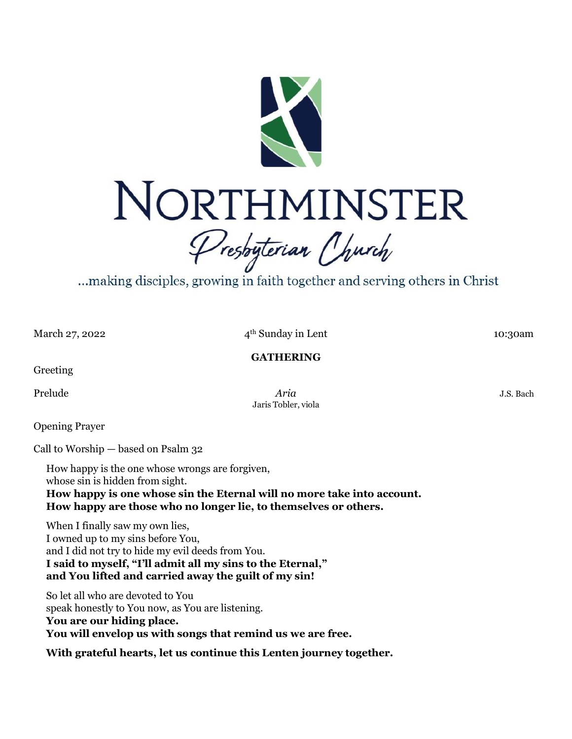# NORTHMINSTER

*Presbyterian Church*

...making disciples, growing in faith together and serving others in Christ

March 27, 2022 | 4th Sunday in Lent | 10:30am

## GATHERING

Greeting

Prelude — *Aria* — J.S. Bach
Jaris Tobler, viola

Opening Prayer

Call to Worship — based on Psalm 32

How happy is the one whose wrongs are forgiven,
whose sin is hidden from sight.
**How happy is one whose sin the Eternal will no more take into account.**
**How happy are those who no longer lie, to themselves or others.**

When I finally saw my own lies,
I owned up to my sins before You,
and I did not try to hide my evil deeds from You.
**I said to myself, "I'll admit all my sins to the Eternal,"**
**and You lifted and carried away the guilt of my sin!**

So let all who are devoted to You
speak honestly to You now, as You are listening.
**You are our hiding place.**
**You will envelop us with songs that remind us we are free.**

**With grateful hearts, let us continue this Lenten journey together.**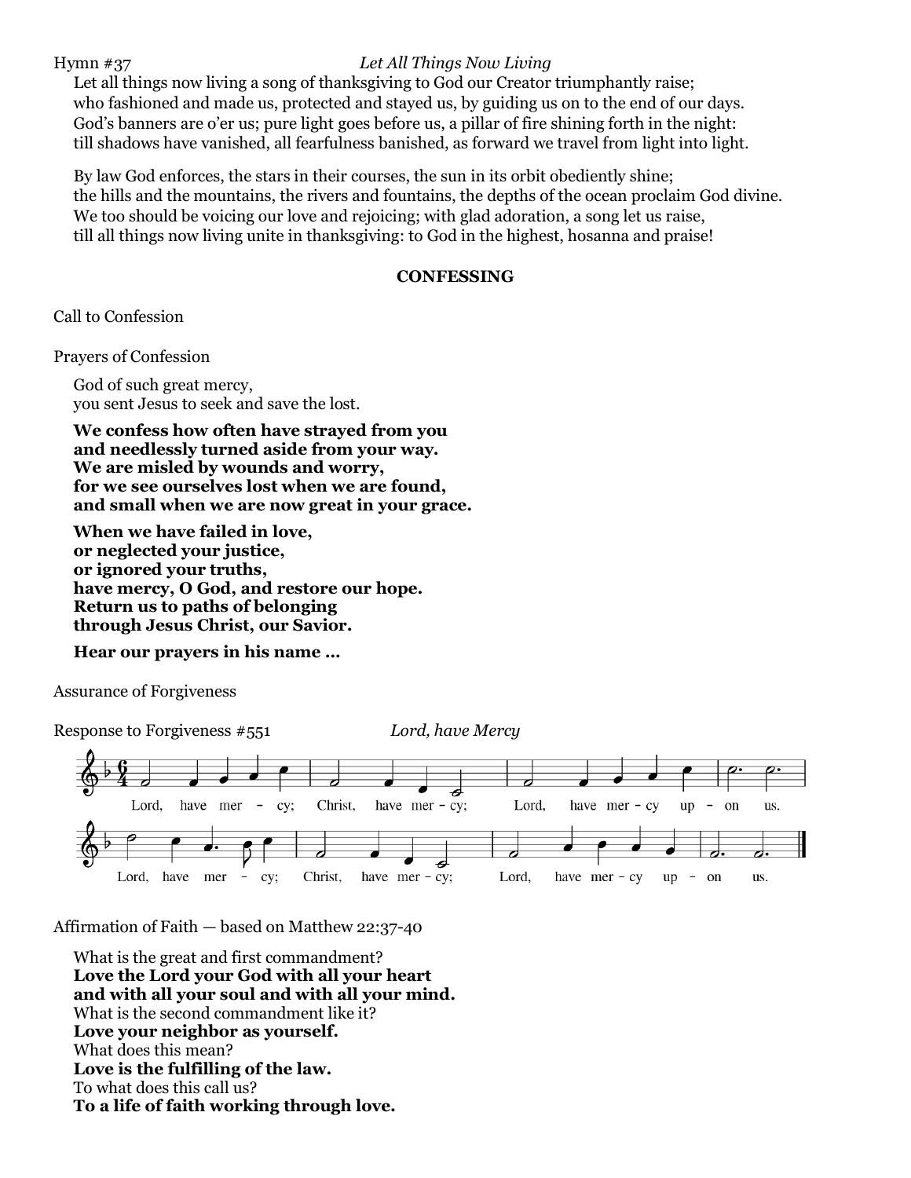Hymn #37 *Let All Things Now Living*

Let all things now living a song of thanksgiving to God our Creator triumphantly raise;
who fashioned and made us, protected and stayed us, by guiding us on to the end of our days.
God's banners are o'er us; pure light goes before us, a pillar of fire shining forth in the night:
till shadows have vanished, all fearfulness banished, as forward we travel from light into light.

By law God enforces, the stars in their courses, the sun in its orbit obediently shine;
the hills and the mountains, the rivers and fountains, the depths of the ocean proclaim God divine.
We too should be voicing our love and rejoicing; with glad adoration, a song let us raise,
till all things now living unite in thanksgiving: to God in the highest, hosanna and praise!

**CONFESSING**

Call to Confession

Prayers of Confession

God of such great mercy,
you sent Jesus to seek and save the lost.

**We confess how often have strayed from you**
**and needlessly turned aside from your way.**
**We are misled by wounds and worry,**
**for we see ourselves lost when we are found,**
**and small when we are now great in your grace.**

**When we have failed in love,**
**or neglected your justice,**
**or ignored your truths,**
**have mercy, O God, and restore our hope.**
**Return us to paths of belonging**
**through Jesus Christ, our Savior.**

**Hear our prayers in his name …**

Assurance of Forgiveness

Response to Forgiveness #551 *Lord, have Mercy*

Lord, have mer - cy; Christ, have mer - cy; Lord, have mer - cy up - on us.
Lord, have mer - cy; Christ, have mer - cy; Lord, have mer - cy up - on us.

Affirmation of Faith — based on Matthew 22:37-40

What is the great and first commandment?
**Love the Lord your God with all your heart**
**and with all your soul and with all your mind.**
What is the second commandment like it?
**Love your neighbor as yourself.**
What does this mean?
**Love is the fulfilling of the law.**
To what does this call us?
**To a life of faith working through love.**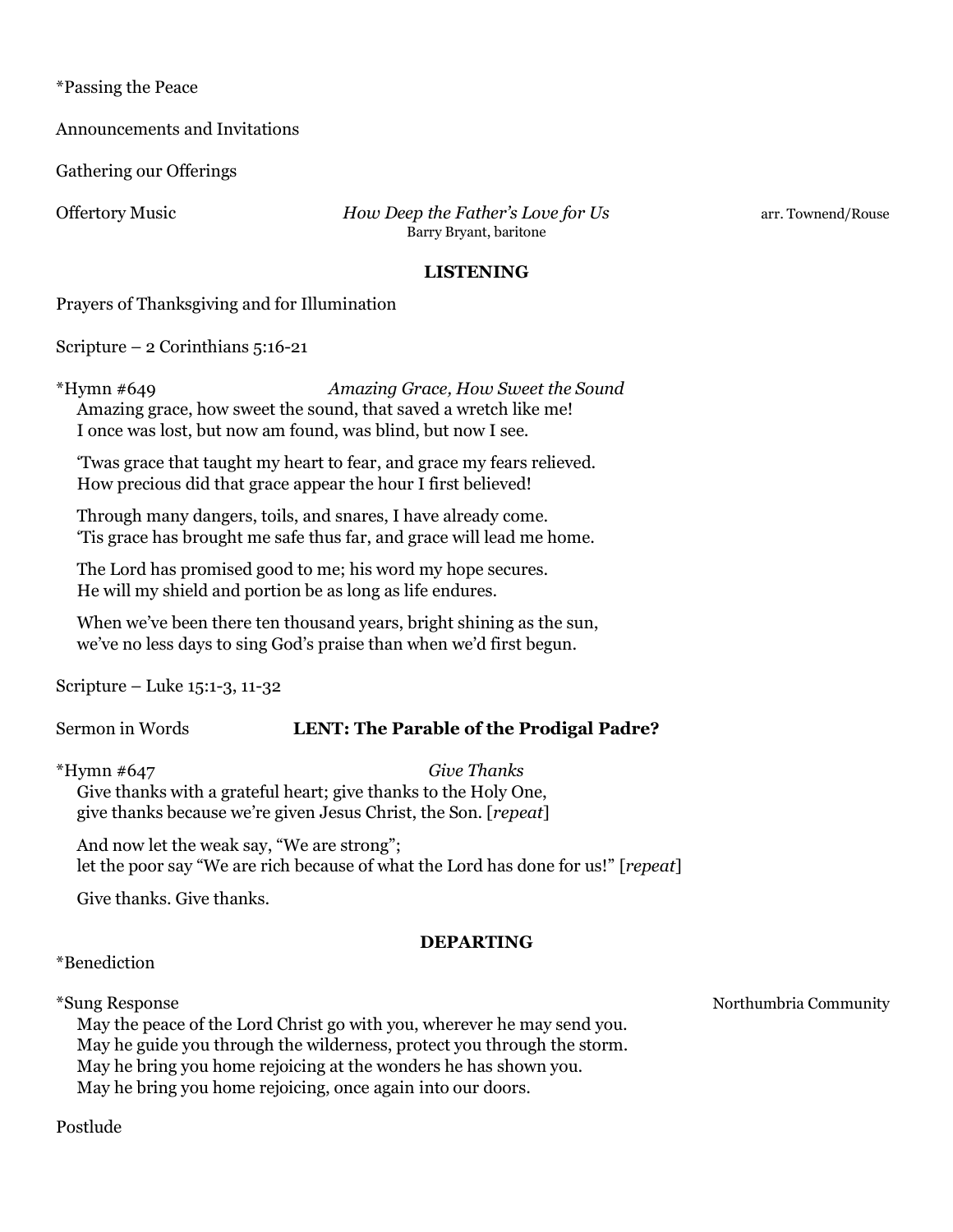*Passing the Peace

Announcements and Invitations

Gathering our Offerings

Offertory Music *How Deep the Father's Love for Us* arr. Townend/Rouse
Barry Bryant, baritone

**LISTENING**

Prayers of Thanksgiving and for Illumination

Scripture – 2 Corinthians 5:16-21

*Hymn #649 *Amazing Grace, How Sweet the Sound*

Amazing grace, how sweet the sound, that saved a wretch like me!
I once was lost, but now am found, was blind, but now I see.

'Twas grace that taught my heart to fear, and grace my fears relieved.
How precious did that grace appear the hour I first believed!

Through many dangers, toils, and snares, I have already come.
'Tis grace has brought me safe thus far, and grace will lead me home.

The Lord has promised good to me; his word my hope secures.
He will my shield and portion be as long as life endures.

When we've been there ten thousand years, bright shining as the sun,
we've no less days to sing God's praise than when we'd first begun.

Scripture – Luke 15:1-3, 11-32

Sermon in Words **LENT: The Parable of the Prodigal Padre?**

*Hymn #647 *Give Thanks*

Give thanks with a grateful heart; give thanks to the Holy One,
give thanks because we're given Jesus Christ, the Son. [*repeat*]

And now let the weak say, "We are strong";
let the poor say "We are rich because of what the Lord has done for us!" [*repeat*]

Give thanks. Give thanks.

**DEPARTING**

*Benediction

*Sung Response Northumbria Community

May the peace of the Lord Christ go with you, wherever he may send you.
May he guide you through the wilderness, protect you through the storm.
May he bring you home rejoicing at the wonders he has shown you.
May he bring you home rejoicing, once again into our doors.

Postlude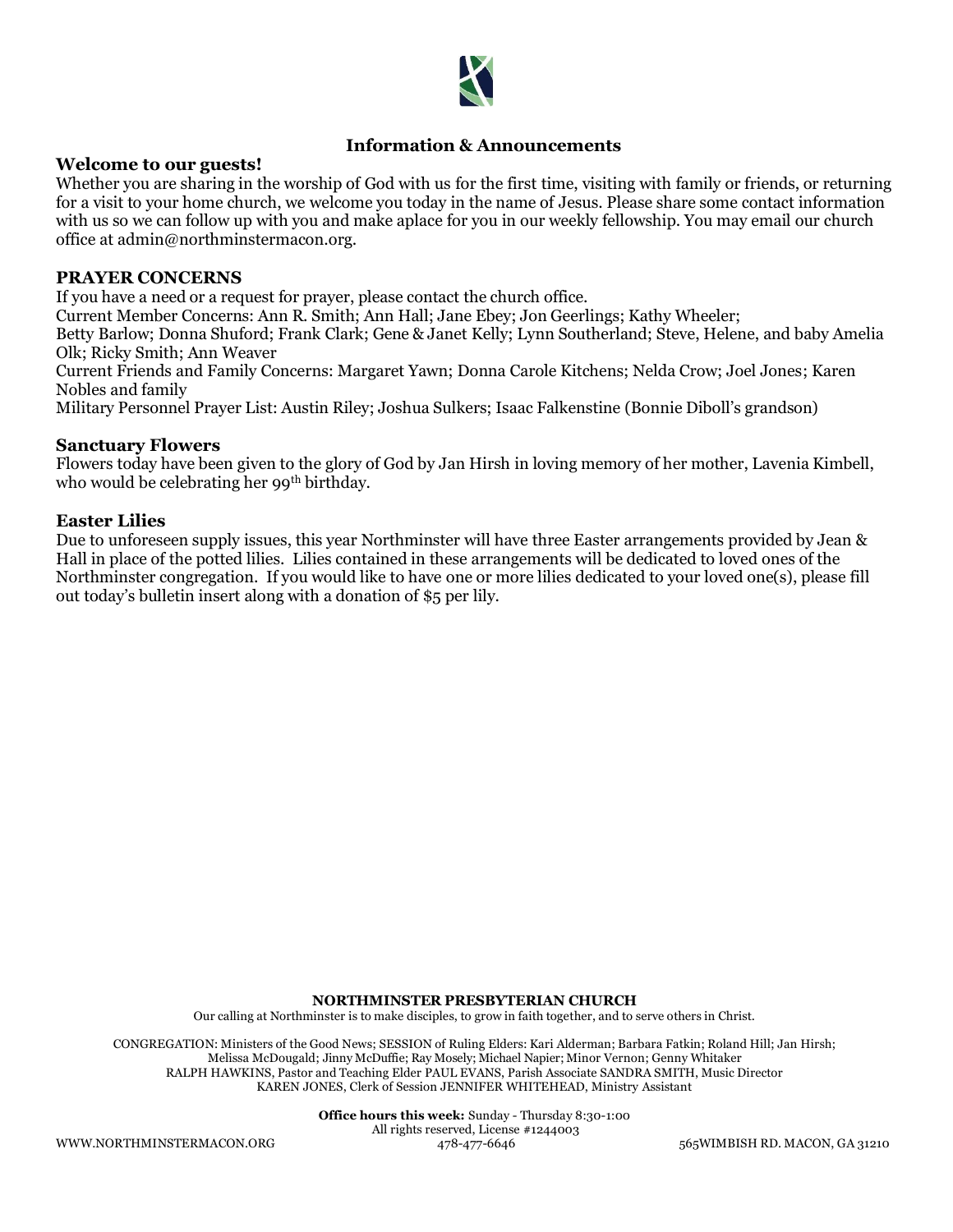## Information & Announcements

**Welcome to our guests!**

Whether you are sharing in the worship of God with us for the first time, visiting with family or friends, or returning for a visit to your home church, we welcome you today in the name of Jesus. Please share some contact information with us so we can follow up with you and make aplace for you in our weekly fellowship. You may email our church office at admin@northminstermacon.org.

**PRAYER CONCERNS**

If you have a need or a request for prayer, please contact the church office.

Current Member Concerns: Ann R. Smith; Ann Hall; Jane Ebey; Jon Geerlings; Kathy Wheeler; Betty Barlow; Donna Shuford; Frank Clark; Gene & Janet Kelly; Lynn Southerland; Steve, Helene, and baby Amelia Olk; Ricky Smith; Ann Weaver

Current Friends and Family Concerns: Margaret Yawn; Donna Carole Kitchens; Nelda Crow; Joel Jones; Karen Nobles and family

Military Personnel Prayer List: Austin Riley; Joshua Sulkers; Isaac Falkenstine (Bonnie Diboll's grandson)

**Sanctuary Flowers**

Flowers today have been given to the glory of God by Jan Hirsh in loving memory of her mother, Lavenia Kimbell, who would be celebrating her 99th birthday.

**Easter Lilies**

Due to unforeseen supply issues, this year Northminster will have three Easter arrangements provided by Jean & Hall in place of the potted lilies. Lilies contained in these arrangements will be dedicated to loved ones of the Northminster congregation. If you would like to have one or more lilies dedicated to your loved one(s), please fill out today's bulletin insert along with a donation of $5 per lily.

**NORTHMINSTER PRESBYTERIAN CHURCH**

Our calling at Northminster is to make disciples, to grow in faith together, and to serve others in Christ.

CONGREGATION: Ministers of the Good News; SESSION of Ruling Elders: Kari Alderman; Barbara Fatkin; Roland Hill; Jan Hirsh; Melissa McDougald; Jinny McDuffie; Ray Mosely; Michael Napier; Minor Vernon; Genny Whitaker
RALPH HAWKINS, Pastor and Teaching Elder PAUL EVANS, Parish Associate SANDRA SMITH, Music Director
KAREN JONES, Clerk of Session JENNIFER WHITEHEAD, Ministry Assistant

**Office hours this week:** Sunday - Thursday 8:30-1:00
All rights reserved, License #1244003

WWW.NORTHMINSTERMACON.ORG 478-477-6646 565WIMBISH RD. MACON, GA 31210